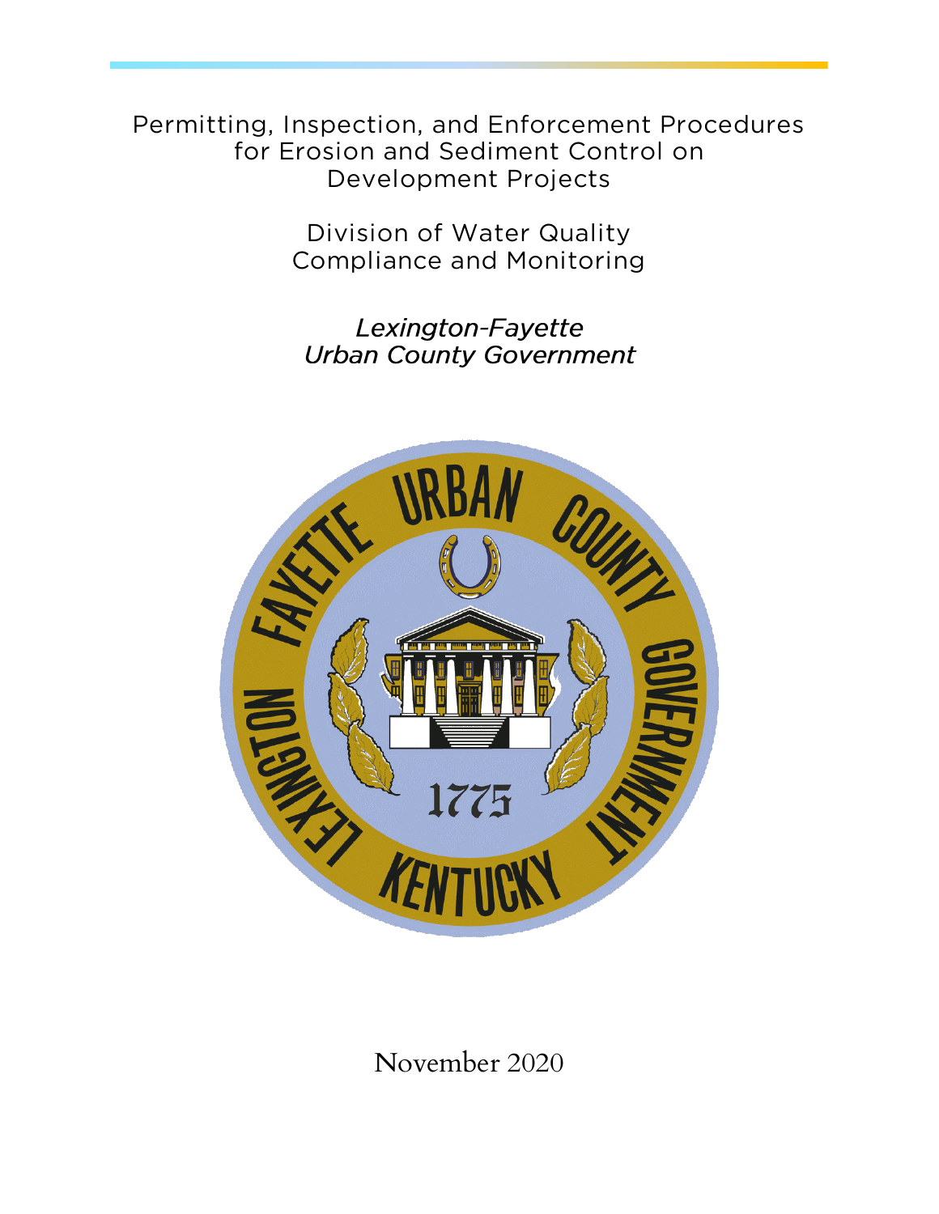# Permitting, Inspection, and Enforcement Procedures for Erosion and Sediment Control on Development Projects

## Division of Water Quality Compliance and Monitoring

*Lexington-Fayette Urban County Government*

November 2020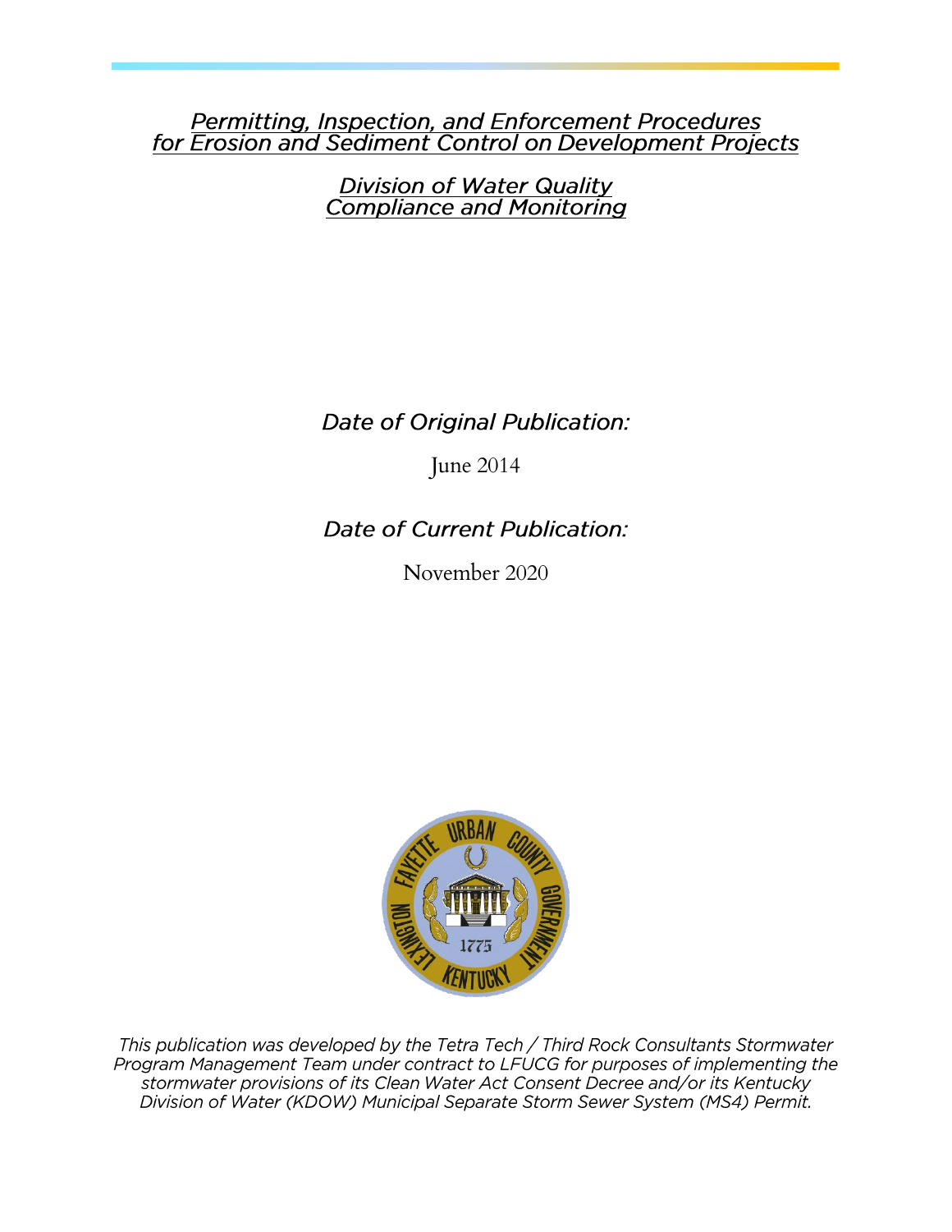*Permitting, Inspection, and Enforcement Procedures for Erosion and Sediment Control on Development Projects*

*Division of Water Quality Compliance and Monitoring*

*Date of Original Publication:*

June 2014

*Date of Current Publication:*

November 2020

*This publication was developed by the Tetra Tech / Third Rock Consultants Stormwater Program Management Team under contract to LFUCG for purposes of implementing the stormwater provisions of its Clean Water Act Consent Decree and/or its Kentucky Division of Water (KDOW) Municipal Separate Storm Sewer System (MS4) Permit.*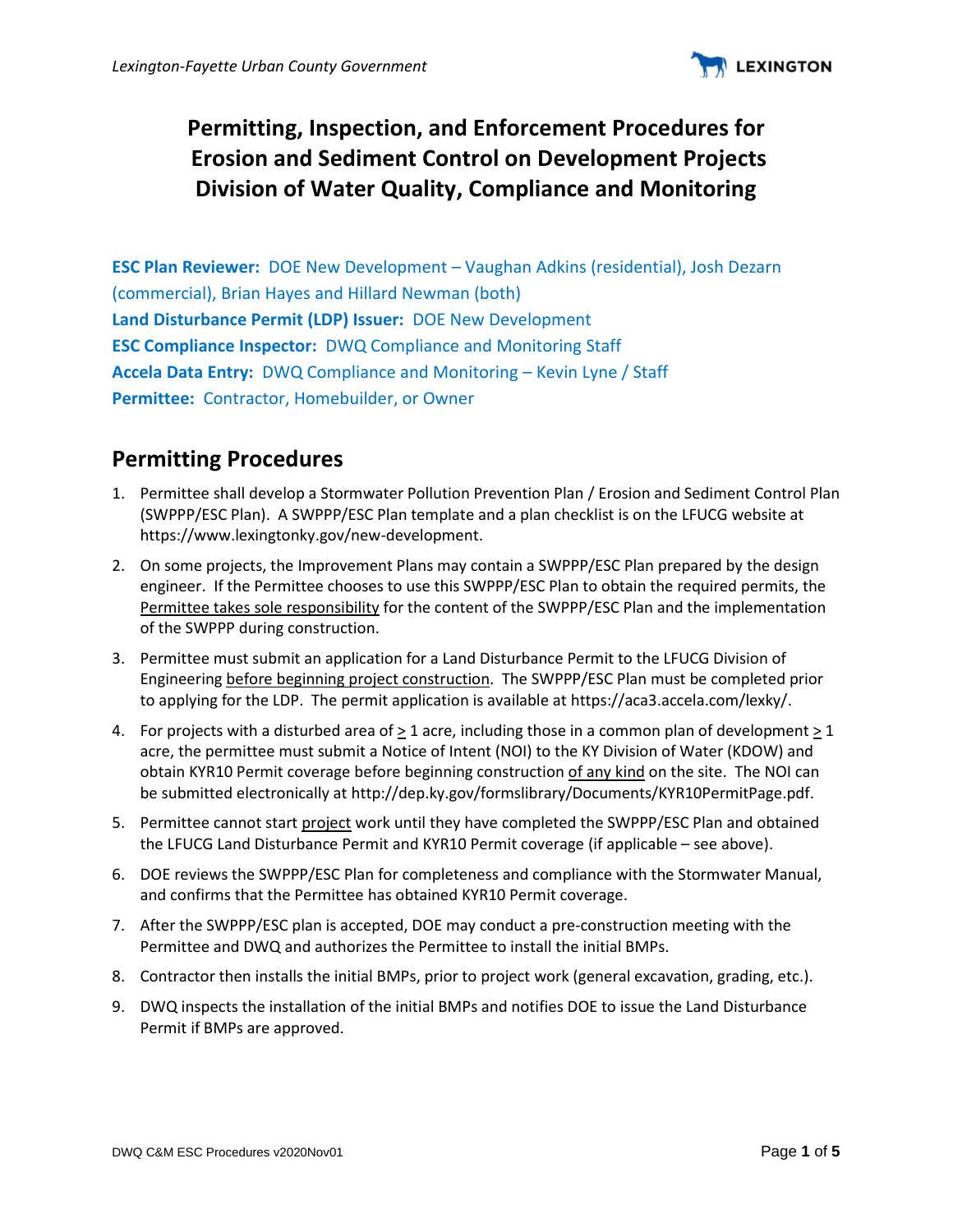# Permitting, Inspection, and Enforcement Procedures for Erosion and Sediment Control on Development Projects Division of Water Quality, Compliance and Monitoring

**ESC Plan Reviewer:** DOE New Development – Vaughan Adkins (residential), Josh Dezarn (commercial), Brian Hayes and Hillard Newman (both)
**Land Disturbance Permit (LDP) Issuer:** DOE New Development
**ESC Compliance Inspector:** DWQ Compliance and Monitoring Staff
**Accela Data Entry:** DWQ Compliance and Monitoring – Kevin Lyne / Staff
**Permittee:** Contractor, Homebuilder, or Owner

## Permitting Procedures

1. Permittee shall develop a Stormwater Pollution Prevention Plan / Erosion and Sediment Control Plan (SWPPP/ESC Plan). A SWPPP/ESC Plan template and a plan checklist is on the LFUCG website at https://www.lexingtonky.gov/new-development.
2. On some projects, the Improvement Plans may contain a SWPPP/ESC Plan prepared by the design engineer. If the Permittee chooses to use this SWPPP/ESC Plan to obtain the required permits, the <u>Permittee takes sole responsibility</u> for the content of the SWPPP/ESC Plan and the implementation of the SWPPP during construction.
3. Permittee must submit an application for a Land Disturbance Permit to the LFUCG Division of Engineering <u>before beginning project construction</u>. The SWPPP/ESC Plan must be completed prior to applying for the LDP. The permit application is available at https://aca3.accela.com/lexky/.
4. For projects with a disturbed area of ≥ 1 acre, including those in a common plan of development ≥ 1 acre, the permittee must submit a Notice of Intent (NOI) to the KY Division of Water (KDOW) and obtain KYR10 Permit coverage before beginning construction <u>of any kind</u> on the site. The NOI can be submitted electronically at http://dep.ky.gov/formslibrary/Documents/KYR10PermitPage.pdf.
5. Permittee cannot start <u>project</u> work until they have completed the SWPPP/ESC Plan and obtained the LFUCG Land Disturbance Permit and KYR10 Permit coverage (if applicable – see above).
6. DOE reviews the SWPPP/ESC Plan for completeness and compliance with the Stormwater Manual, and confirms that the Permittee has obtained KYR10 Permit coverage.
7. After the SWPPP/ESC plan is accepted, DOE may conduct a pre-construction meeting with the Permittee and DWQ and authorizes the Permittee to install the initial BMPs.
8. Contractor then installs the initial BMPs, prior to project work (general excavation, grading, etc.).
9. DWQ inspects the installation of the initial BMPs and notifies DOE to issue the Land Disturbance Permit if BMPs are approved.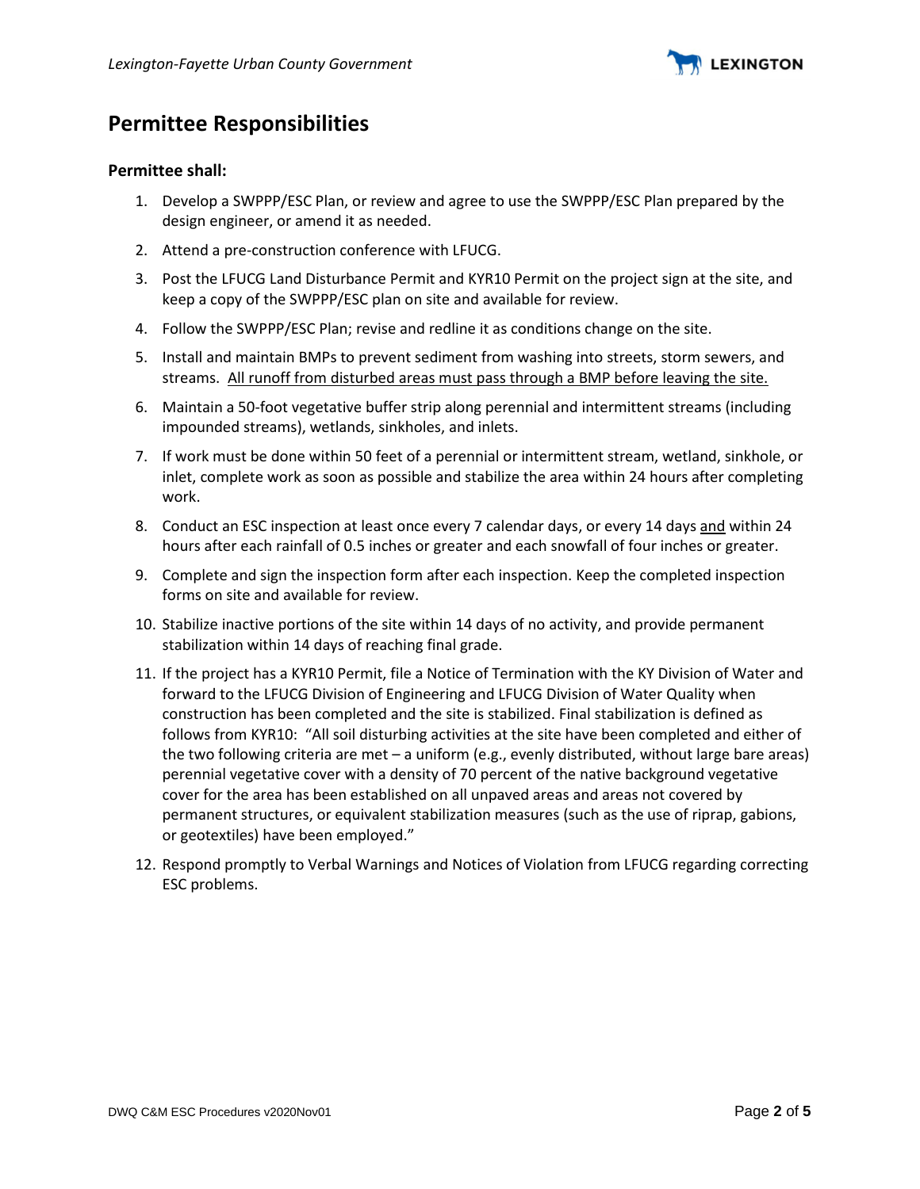## Permittee Responsibilities

### Permittee shall:

1. Develop a SWPPP/ESC Plan, or review and agree to use the SWPPP/ESC Plan prepared by the design engineer, or amend it as needed.
2. Attend a pre-construction conference with LFUCG.
3. Post the LFUCG Land Disturbance Permit and KYR10 Permit on the project sign at the site, and keep a copy of the SWPPP/ESC plan on site and available for review.
4. Follow the SWPPP/ESC Plan; revise and redline it as conditions change on the site.
5. Install and maintain BMPs to prevent sediment from washing into streets, storm sewers, and streams. <u>All runoff from disturbed areas must pass through a BMP before leaving the site.</u>
6. Maintain a 50-foot vegetative buffer strip along perennial and intermittent streams (including impounded streams), wetlands, sinkholes, and inlets.
7. If work must be done within 50 feet of a perennial or intermittent stream, wetland, sinkhole, or inlet, complete work as soon as possible and stabilize the area within 24 hours after completing work.
8. Conduct an ESC inspection at least once every 7 calendar days, or every 14 days <u>and</u> within 24 hours after each rainfall of 0.5 inches or greater and each snowfall of four inches or greater.
9. Complete and sign the inspection form after each inspection. Keep the completed inspection forms on site and available for review.
10. Stabilize inactive portions of the site within 14 days of no activity, and provide permanent stabilization within 14 days of reaching final grade.
11. If the project has a KYR10 Permit, file a Notice of Termination with the KY Division of Water and forward to the LFUCG Division of Engineering and LFUCG Division of Water Quality when construction has been completed and the site is stabilized. Final stabilization is defined as follows from KYR10: "All soil disturbing activities at the site have been completed and either of the two following criteria are met – a uniform (e.g., evenly distributed, without large bare areas) perennial vegetative cover with a density of 70 percent of the native background vegetative cover for the area has been established on all unpaved areas and areas not covered by permanent structures, or equivalent stabilization measures (such as the use of riprap, gabions, or geotextiles) have been employed."
12. Respond promptly to Verbal Warnings and Notices of Violation from LFUCG regarding correcting ESC problems.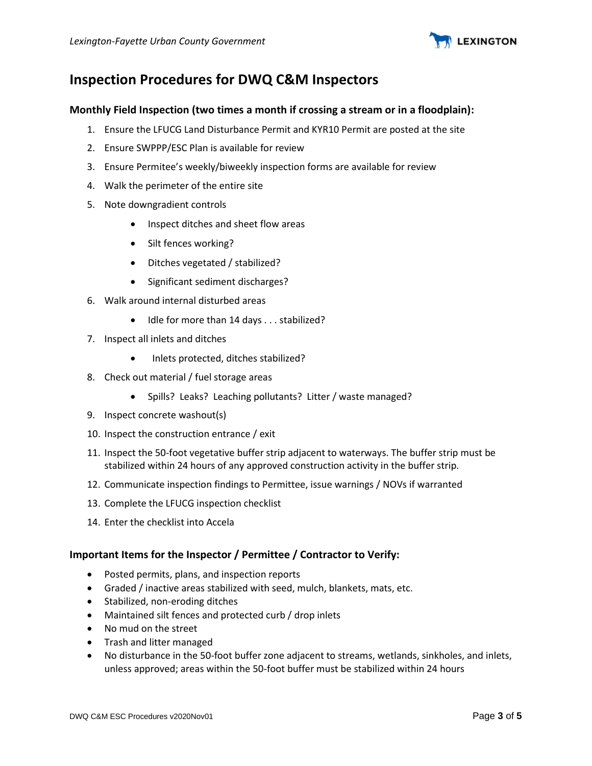# Inspection Procedures for DWQ C&M Inspectors

### Monthly Field Inspection (two times a month if crossing a stream or in a floodplain):

1. Ensure the LFUCG Land Disturbance Permit and KYR10 Permit are posted at the site
2. Ensure SWPPP/ESC Plan is available for review
3. Ensure Permitee's weekly/biweekly inspection forms are available for review
4. Walk the perimeter of the entire site
5. Note downgradient controls
    - Inspect ditches and sheet flow areas
    - Silt fences working?
    - Ditches vegetated / stabilized?
    - Significant sediment discharges?
6. Walk around internal disturbed areas
    - Idle for more than 14 days . . . stabilized?
7. Inspect all inlets and ditches
    - Inlets protected, ditches stabilized?
8. Check out material / fuel storage areas
    - Spills? Leaks? Leaching pollutants? Litter / waste managed?
9. Inspect concrete washout(s)
10. Inspect the construction entrance / exit
11. Inspect the 50-foot vegetative buffer strip adjacent to waterways. The buffer strip must be stabilized within 24 hours of any approved construction activity in the buffer strip.
12. Communicate inspection findings to Permittee, issue warnings / NOVs if warranted
13. Complete the LFUCG inspection checklist
14. Enter the checklist into Accela

### Important Items for the Inspector / Permittee / Contractor to Verify:

- Posted permits, plans, and inspection reports
- Graded / inactive areas stabilized with seed, mulch, blankets, mats, etc.
- Stabilized, non-eroding ditches
- Maintained silt fences and protected curb / drop inlets
- No mud on the street
- Trash and litter managed
- No disturbance in the 50-foot buffer zone adjacent to streams, wetlands, sinkholes, and inlets, unless approved; areas within the 50-foot buffer must be stabilized within 24 hours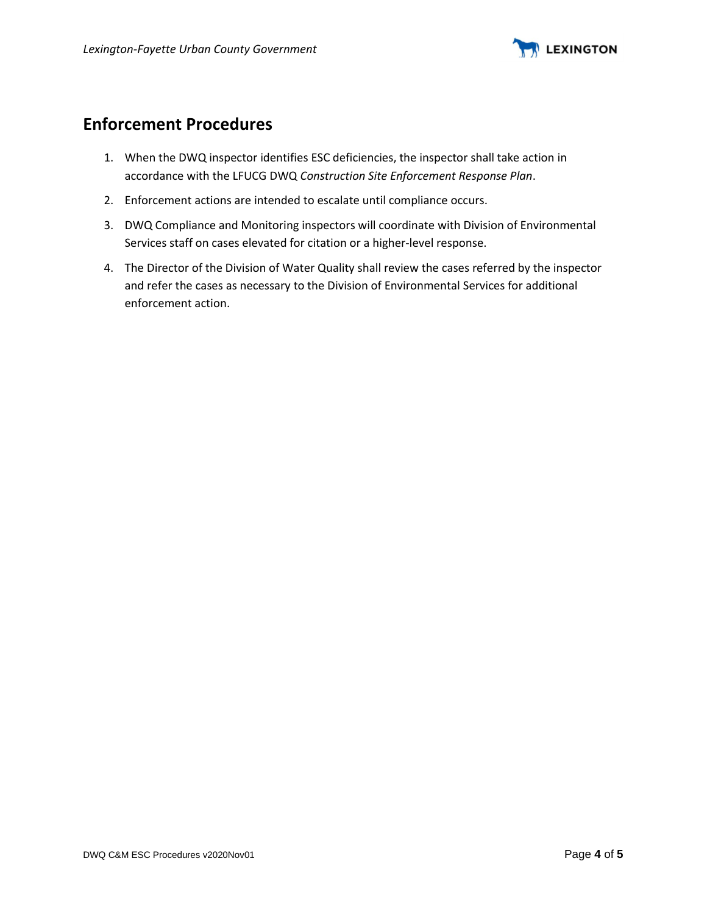## Enforcement Procedures

1. When the DWQ inspector identifies ESC deficiencies, the inspector shall take action in accordance with the LFUCG DWQ *Construction Site Enforcement Response Plan*.
2. Enforcement actions are intended to escalate until compliance occurs.
3. DWQ Compliance and Monitoring inspectors will coordinate with Division of Environmental Services staff on cases elevated for citation or a higher-level response.
4. The Director of the Division of Water Quality shall review the cases referred by the inspector and refer the cases as necessary to the Division of Environmental Services for additional enforcement action.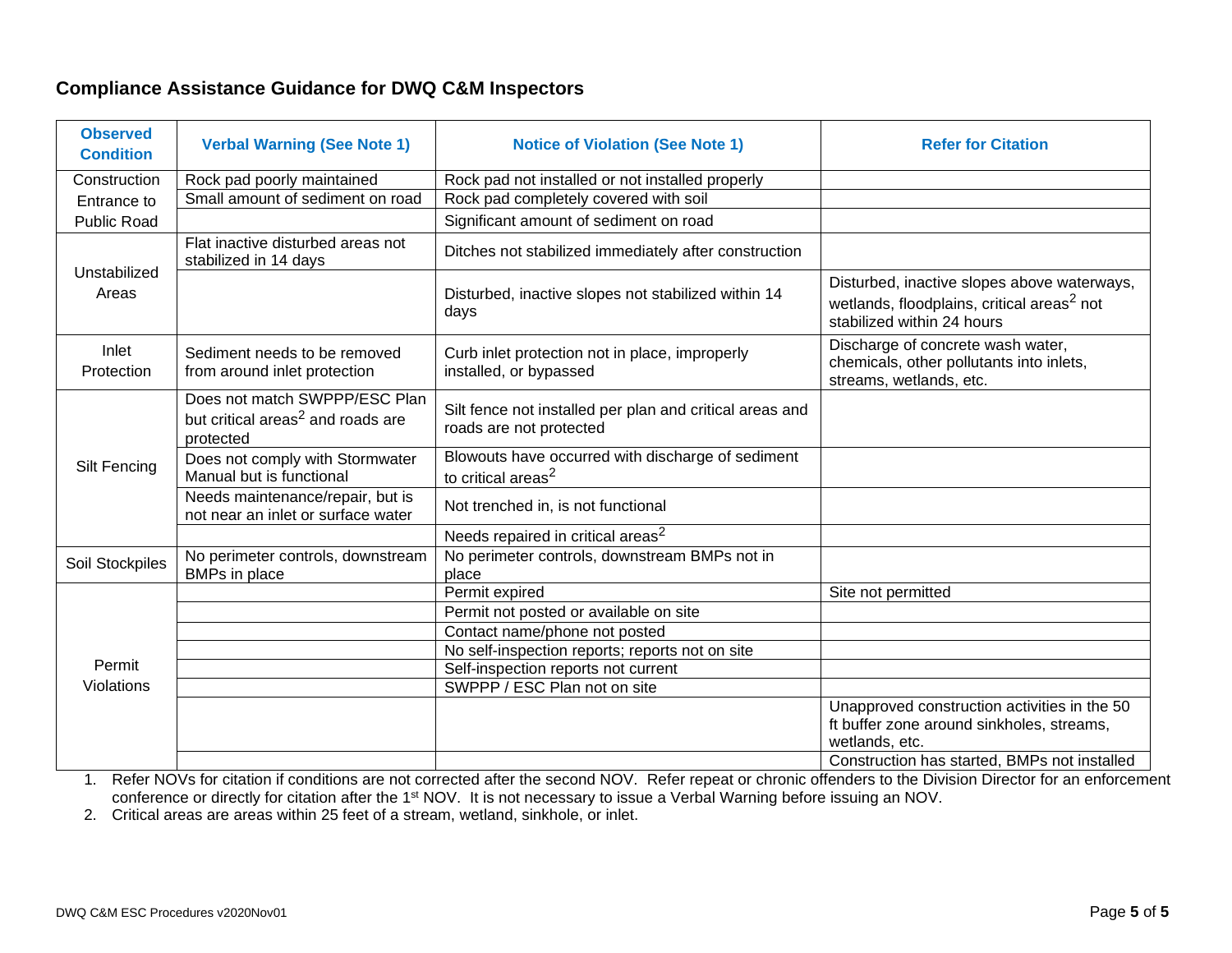## Compliance Assistance Guidance for DWQ C&M Inspectors

| Observed Condition | Verbal Warning (See Note 1) | Notice of Violation (See Note 1) | Refer for Citation |
|---|---|---|---|
| Construction Entrance to Public Road | Rock pad poorly maintained | Rock pad not installed or not installed properly | |
| | Small amount of sediment on road | Rock pad completely covered with soil | |
| | | Significant amount of sediment on road | |
| Unstabilized Areas | Flat inactive disturbed areas not stabilized in 14 days | Ditches not stabilized immediately after construction | |
| | | Disturbed, inactive slopes not stabilized within 14 days | Disturbed, inactive slopes above waterways, wetlands, floodplains, critical areas[2] not stabilized within 24 hours |
| Inlet Protection | Sediment needs to be removed from around inlet protection | Curb inlet protection not in place, improperly installed, or bypassed | Discharge of concrete wash water, chemicals, other pollutants into inlets, streams, wetlands, etc. |
| Silt Fencing | Does not match SWPPP/ESC Plan but critical areas[2] and roads are protected | Silt fence not installed per plan and critical areas and roads are not protected | |
| | Does not comply with Stormwater Manual but is functional | Blowouts have occurred with discharge of sediment to critical areas[2] | |
| | Needs maintenance/repair, but is not near an inlet or surface water | Not trenched in, is not functional | |
| | | Needs repaired in critical areas[2] | |
| Soil Stockpiles | No perimeter controls, downstream BMPs in place | No perimeter controls, downstream BMPs not in place | |
| Permit Violations | | Permit expired | Site not permitted |
| | | Permit not posted or available on site | |
| | | Contact name/phone not posted | |
| | | No self-inspection reports; reports not on site | |
| | | Self-inspection reports not current | |
| | | SWPPP / ESC Plan not on site | |
| | | | Unapproved construction activities in the 50 ft buffer zone around sinkholes, streams, wetlands, etc. |
| | | | Construction has started, BMPs not installed |

1. Refer NOVs for citation if conditions are not corrected after the second NOV. Refer repeat or chronic offenders to the Division Director for an enforcement conference or directly for citation after the 1st NOV. It is not necessary to issue a Verbal Warning before issuing an NOV.
2. Critical areas are areas within 25 feet of a stream, wetland, sinkhole, or inlet.